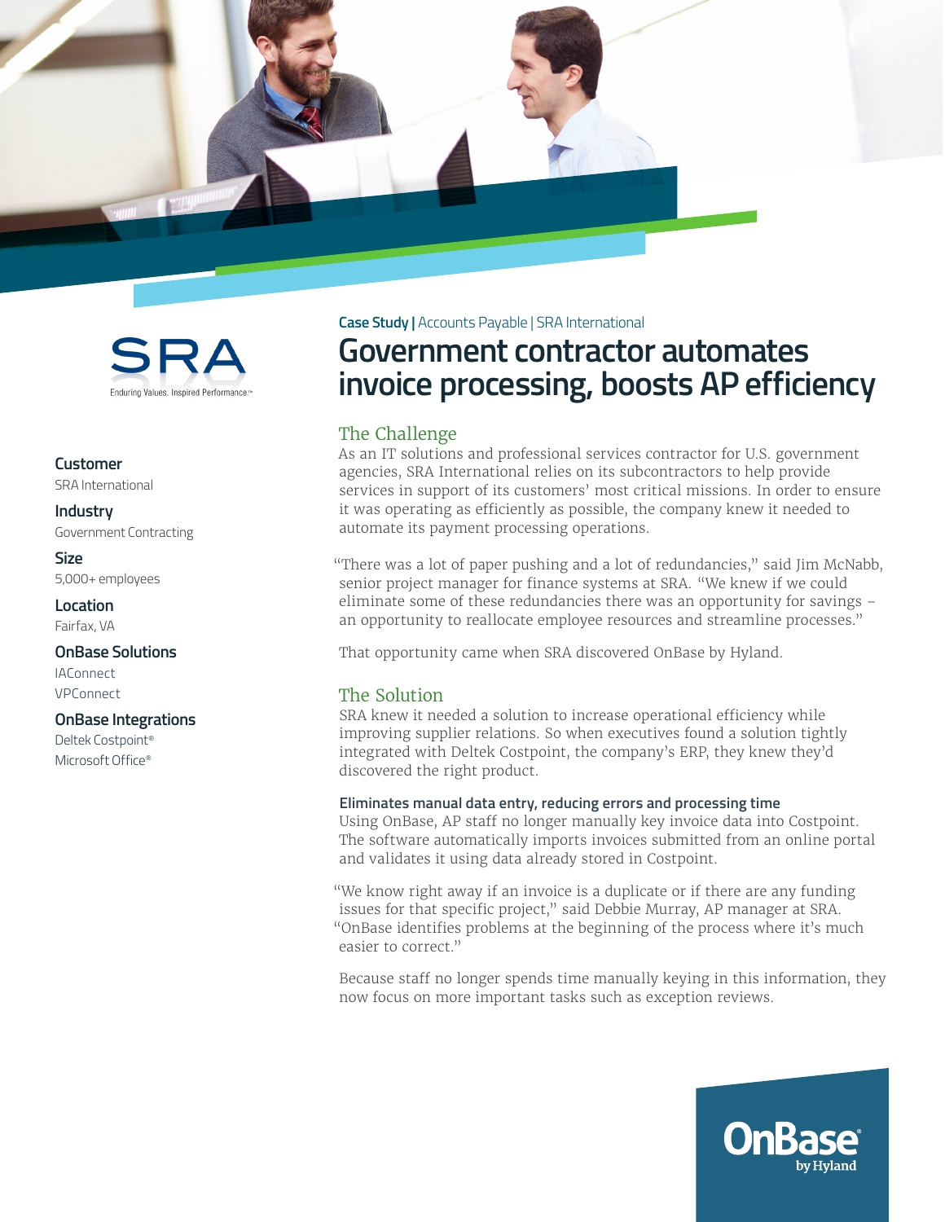SRA

Enduring Values. Inspired Performance.™

**Customer**
SRA International

**Industry**
Government Contracting

**Size**
5,000+ employees

**Location**
Fairfax, VA

**OnBase Solutions**
IAConnect
VPConnect

**OnBase Integrations**
Deltek Costpoint®
Microsoft Office®

**Case Study |** Accounts Payable | SRA International

# Government contractor automates invoice processing, boosts AP efficiency

## The Challenge

As an IT solutions and professional services contractor for U.S. government agencies, SRA International relies on its subcontractors to help provide services in support of its customers' most critical missions. In order to ensure it was operating as efficiently as possible, the company knew it needed to automate its payment processing operations.

"There was a lot of paper pushing and a lot of redundancies," said Jim McNabb, senior project manager for finance systems at SRA. "We knew if we could eliminate some of these redundancies there was an opportunity for savings – an opportunity to reallocate employee resources and streamline processes."

That opportunity came when SRA discovered OnBase by Hyland.

## The Solution

SRA knew it needed a solution to increase operational efficiency while improving supplier relations. So when executives found a solution tightly integrated with Deltek Costpoint, the company's ERP, they knew they'd discovered the right product.

### Eliminates manual data entry, reducing errors and processing time

Using OnBase, AP staff no longer manually key invoice data into Costpoint. The software automatically imports invoices submitted from an online portal and validates it using data already stored in Costpoint.

"We know right away if an invoice is a duplicate or if there are any funding issues for that specific project," said Debbie Murray, AP manager at SRA. "OnBase identifies problems at the beginning of the process where it's much easier to correct."

Because staff no longer spends time manually keying in this information, they now focus on more important tasks such as exception reviews.

OnBase by Hyland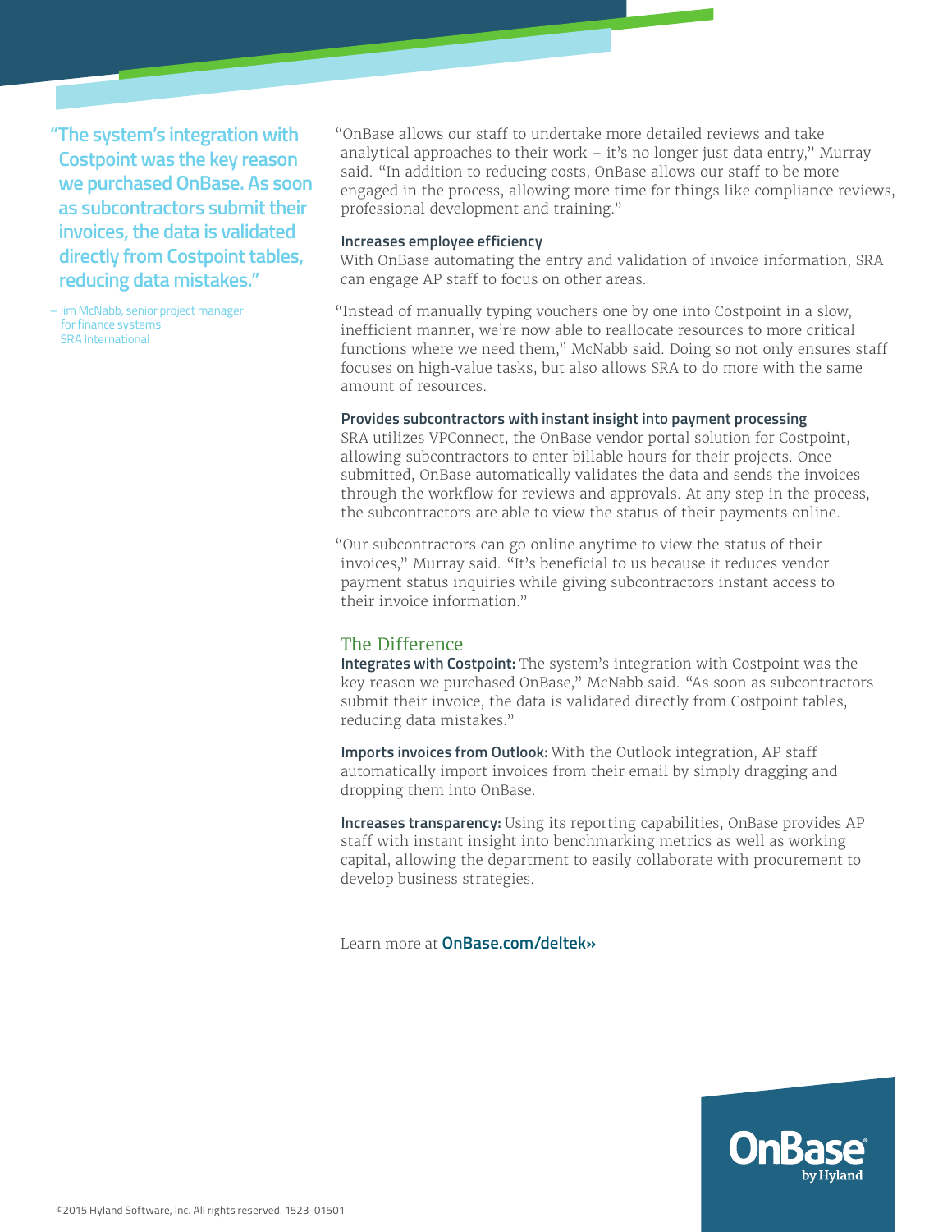> "The system's integration with Costpoint was the key reason we purchased OnBase. As soon as subcontractors submit their invoices, the data is validated directly from Costpoint tables, reducing data mistakes."
>
> – Jim McNabb, senior project manager for finance systems SRA International

"OnBase allows our staff to undertake more detailed reviews and take analytical approaches to their work – it's no longer just data entry," Murray said. "In addition to reducing costs, OnBase allows our staff to be more engaged in the process, allowing more time for things like compliance reviews, professional development and training."

**Increases employee efficiency**

With OnBase automating the entry and validation of invoice information, SRA can engage AP staff to focus on other areas.

"Instead of manually typing vouchers one by one into Costpoint in a slow, inefficient manner, we're now able to reallocate resources to more critical functions where we need them," McNabb said. Doing so not only ensures staff focuses on high-value tasks, but also allows SRA to do more with the same amount of resources.

**Provides subcontractors with instant insight into payment processing**

SRA utilizes VPConnect, the OnBase vendor portal solution for Costpoint, allowing subcontractors to enter billable hours for their projects. Once submitted, OnBase automatically validates the data and sends the invoices through the workflow for reviews and approvals. At any step in the process, the subcontractors are able to view the status of their payments online.

"Our subcontractors can go online anytime to view the status of their invoices," Murray said. "It's beneficial to us because it reduces vendor payment status inquiries while giving subcontractors instant access to their invoice information."

## The Difference

**Integrates with Costpoint:** The system's integration with Costpoint was the key reason we purchased OnBase," McNabb said. "As soon as subcontractors submit their invoice, the data is validated directly from Costpoint tables, reducing data mistakes."

**Imports invoices from Outlook:** With the Outlook integration, AP staff automatically import invoices from their email by simply dragging and dropping them into OnBase.

**Increases transparency:** Using its reporting capabilities, OnBase provides AP staff with instant insight into benchmarking metrics as well as working capital, allowing the department to easily collaborate with procurement to develop business strategies.

Learn more at **OnBase.com/deltek»**

OnBase by Hyland

©2015 Hyland Software, Inc. All rights reserved. 1523-01501